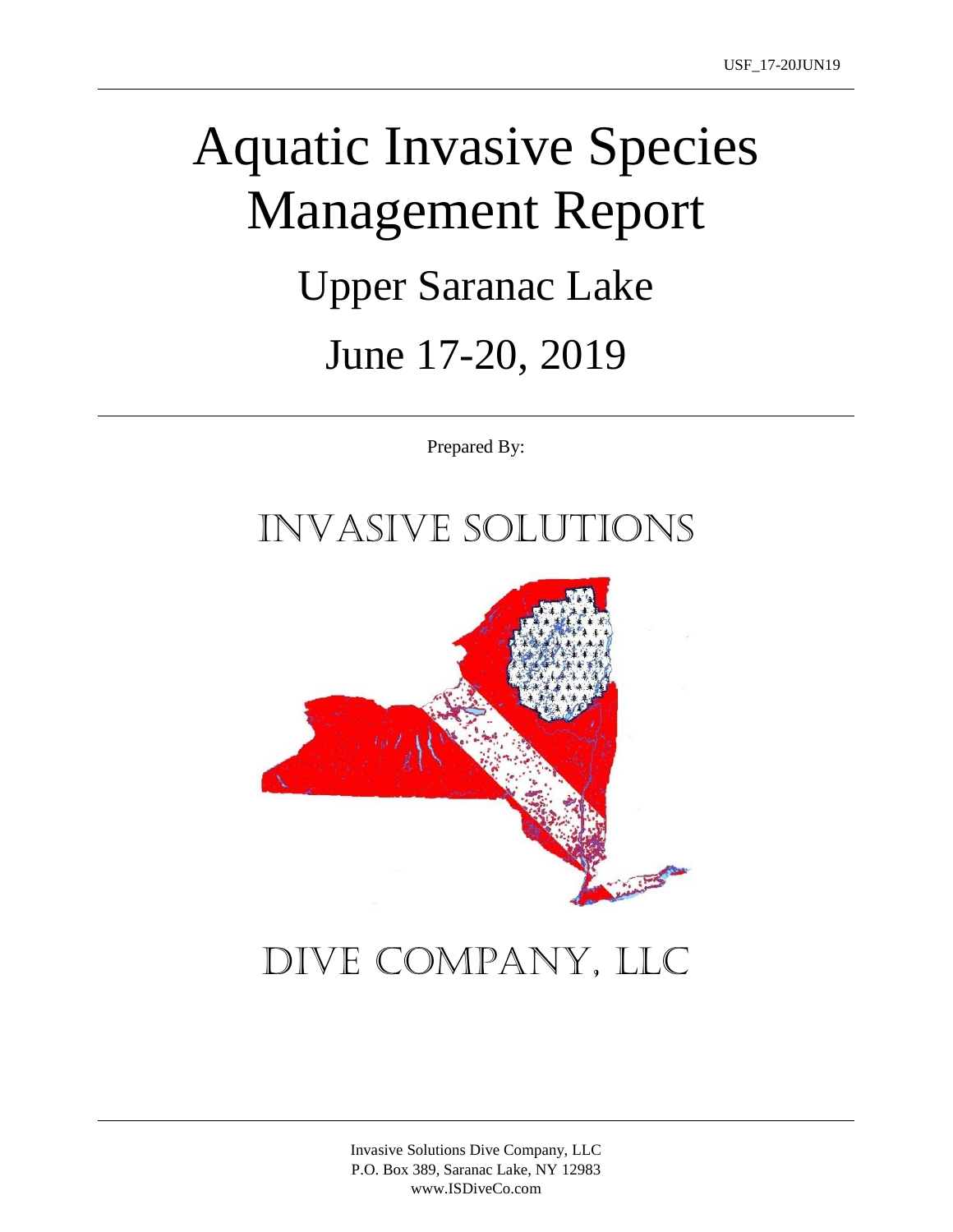# Aquatic Invasive Species Management Report

## Upper Saranac Lake

## June 17-20, 2019

Prepared By:

INVASIVE SOLUTIONS

DIVE COMPANY, LLC

Invasive Solutions Dive Company, LLC
P.O. Box 389, Saranac Lake, NY 12983
www.ISDiveCo.com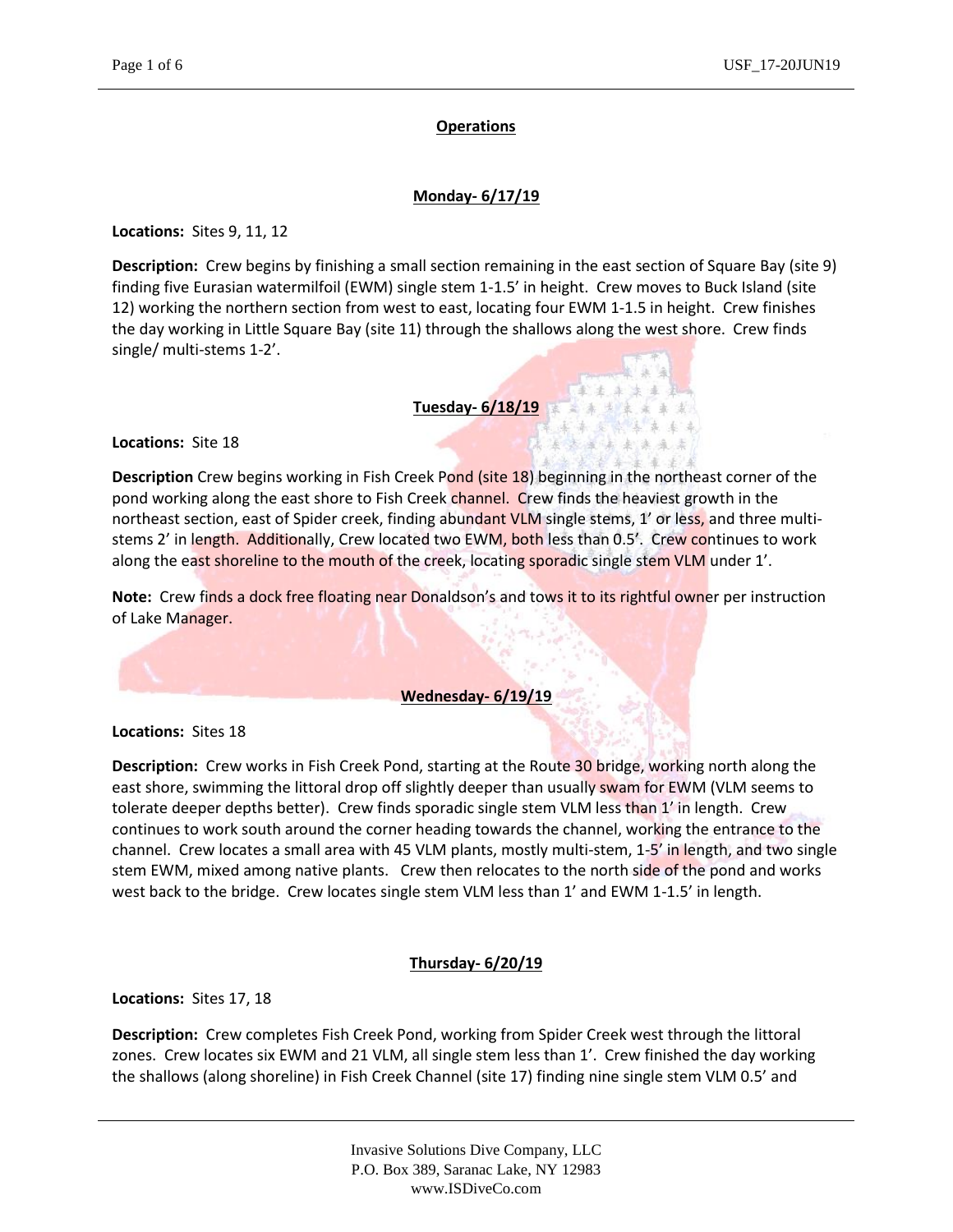## Operations

### Monday- 6/17/19

**Locations:** Sites 9, 11, 12

**Description:** Crew begins by finishing a small section remaining in the east section of Square Bay (site 9) finding five Eurasian watermilfoil (EWM) single stem 1-1.5' in height. Crew moves to Buck Island (site 12) working the northern section from west to east, locating four EWM 1-1.5 in height. Crew finishes the day working in Little Square Bay (site 11) through the shallows along the west shore. Crew finds single/ multi-stems 1-2'.

### Tuesday- 6/18/19

**Locations:** Site 18

**Description** Crew begins working in Fish Creek Pond (site 18) beginning in the northeast corner of the pond working along the east shore to Fish Creek channel. Crew finds the heaviest growth in the northeast section, east of Spider creek, finding abundant VLM single stems, 1' or less, and three multi-stems 2' in length. Additionally, Crew located two EWM, both less than 0.5'. Crew continues to work along the east shoreline to the mouth of the creek, locating sporadic single stem VLM under 1'.

**Note:** Crew finds a dock free floating near Donaldson's and tows it to its rightful owner per instruction of Lake Manager.

### Wednesday- 6/19/19

**Locations:** Sites 18

**Description:** Crew works in Fish Creek Pond, starting at the Route 30 bridge, working north along the east shore, swimming the littoral drop off slightly deeper than usually swam for EWM (VLM seems to tolerate deeper depths better). Crew finds sporadic single stem VLM less than 1' in length. Crew continues to work south around the corner heading towards the channel, working the entrance to the channel. Crew locates a small area with 45 VLM plants, mostly multi-stem, 1-5' in length, and two single stem EWM, mixed among native plants. Crew then relocates to the north side of the pond and works west back to the bridge. Crew locates single stem VLM less than 1' and EWM 1-1.5' in length.

### Thursday- 6/20/19

**Locations:** Sites 17, 18

**Description:** Crew completes Fish Creek Pond, working from Spider Creek west through the littoral zones. Crew locates six EWM and 21 VLM, all single stem less than 1'. Crew finished the day working the shallows (along shoreline) in Fish Creek Channel (site 17) finding nine single stem VLM 0.5' and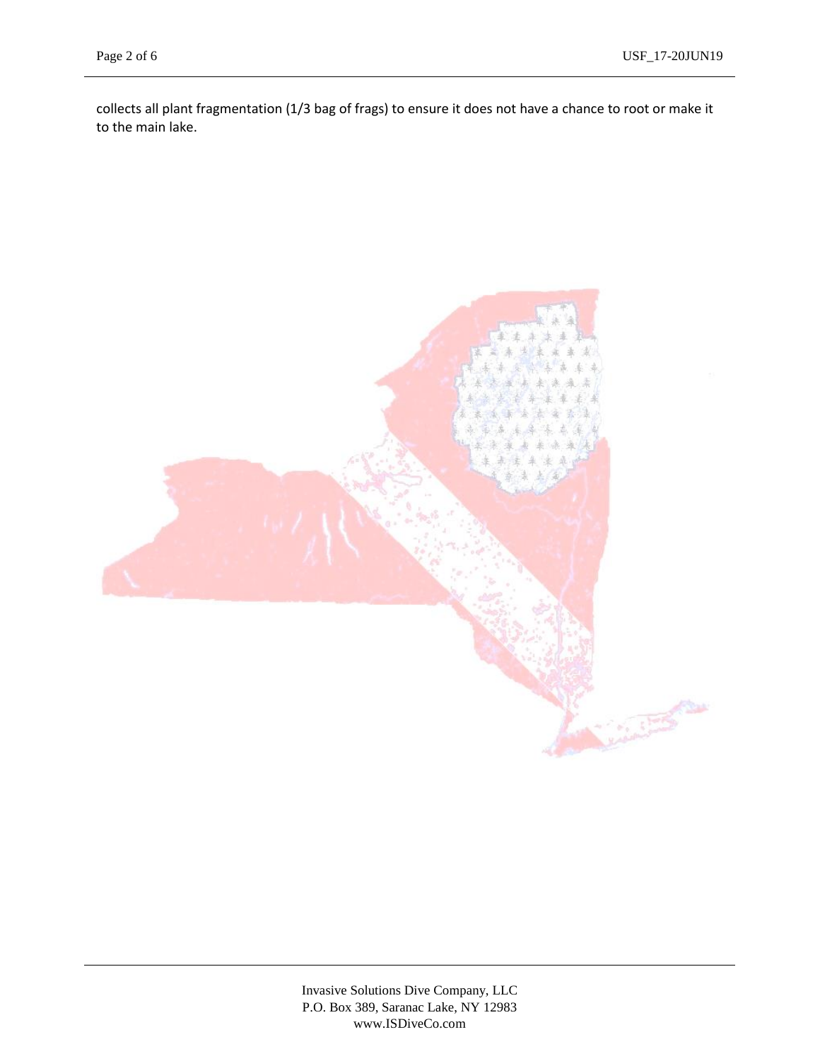collects all plant fragmentation (1/3 bag of frags) to ensure it does not have a chance to root or make it to the main lake.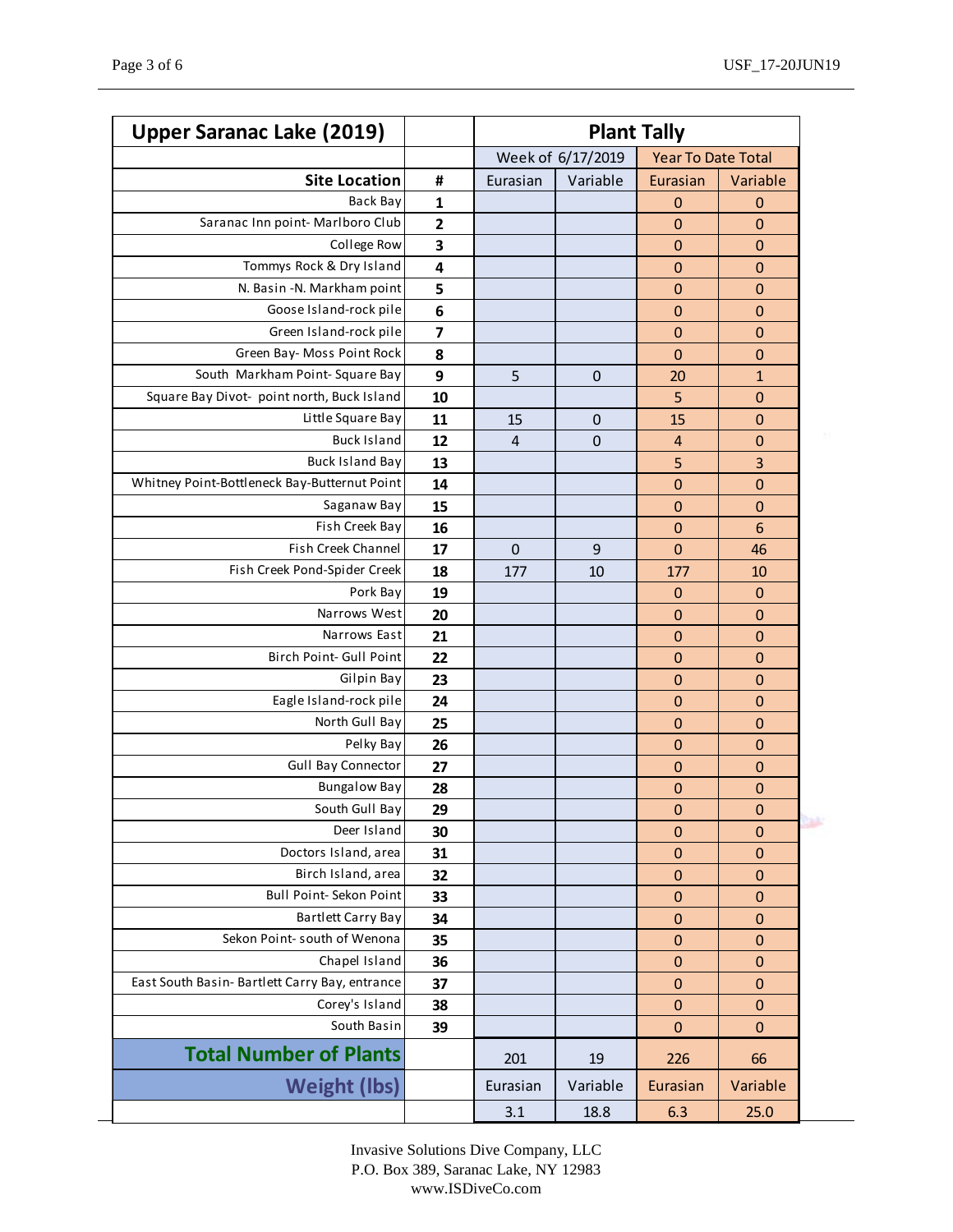| Upper Saranac Lake (2019) | | Plant Tally | | | |
|---|---|---|---|---|---|
| | | Week of 6/17/2019 | | Year To Date Total | |
| Site Location | # | Eurasian | Variable | Eurasian | Variable |
| Back Bay | 1 | | | 0 | 0 |
| Saranac Inn point- Marlboro Club | 2 | | | 0 | 0 |
| College Row | 3 | | | 0 | 0 |
| Tommys Rock & Dry Island | 4 | | | 0 | 0 |
| N. Basin -N. Markham point | 5 | | | 0 | 0 |
| Goose Island-rock pile | 6 | | | 0 | 0 |
| Green Island-rock pile | 7 | | | 0 | 0 |
| Green Bay- Moss Point Rock | 8 | | | 0 | 0 |
| South Markham Point- Square Bay | 9 | 5 | 0 | 20 | 1 |
| Square Bay Divot- point north, Buck Island | 10 | | | 5 | 0 |
| Little Square Bay | 11 | 15 | 0 | 15 | 0 |
| Buck Island | 12 | 4 | 0 | 4 | 0 |
| Buck Island Bay | 13 | | | 5 | 3 |
| Whitney Point-Bottleneck Bay-Butternut Point | 14 | | | 0 | 0 |
| Saganaw Bay | 15 | | | 0 | 0 |
| Fish Creek Bay | 16 | | | 0 | 6 |
| Fish Creek Channel | 17 | 0 | 9 | 0 | 46 |
| Fish Creek Pond-Spider Creek | 18 | 177 | 10 | 177 | 10 |
| Pork Bay | 19 | | | 0 | 0 |
| Narrows West | 20 | | | 0 | 0 |
| Narrows East | 21 | | | 0 | 0 |
| Birch Point- Gull Point | 22 | | | 0 | 0 |
| Gilpin Bay | 23 | | | 0 | 0 |
| Eagle Island-rock pile | 24 | | | 0 | 0 |
| North Gull Bay | 25 | | | 0 | 0 |
| Pelky Bay | 26 | | | 0 | 0 |
| Gull Bay Connector | 27 | | | 0 | 0 |
| Bungalow Bay | 28 | | | 0 | 0 |
| South Gull Bay | 29 | | | 0 | 0 |
| Deer Island | 30 | | | 0 | 0 |
| Doctors Island, area | 31 | | | 0 | 0 |
| Birch Island, area | 32 | | | 0 | 0 |
| Bull Point- Sekon Point | 33 | | | 0 | 0 |
| Bartlett Carry Bay | 34 | | | 0 | 0 |
| Sekon Point- south of Wenona | 35 | | | 0 | 0 |
| Chapel Island | 36 | | | 0 | 0 |
| East South Basin- Bartlett Carry Bay, entrance | 37 | | | 0 | 0 |
| Corey's Island | 38 | | | 0 | 0 |
| South Basin | 39 | | | 0 | 0 |
| **Total Number of Plants** | | 201 | 19 | 226 | 66 |
| **Weight (lbs)** | | Eurasian | Variable | Eurasian | Variable |
| | | 3.1 | 18.8 | 6.3 | 25.0 |

Invasive Solutions Dive Company, LLC
P.O. Box 389, Saranac Lake, NY 12983
www.ISDiveCo.com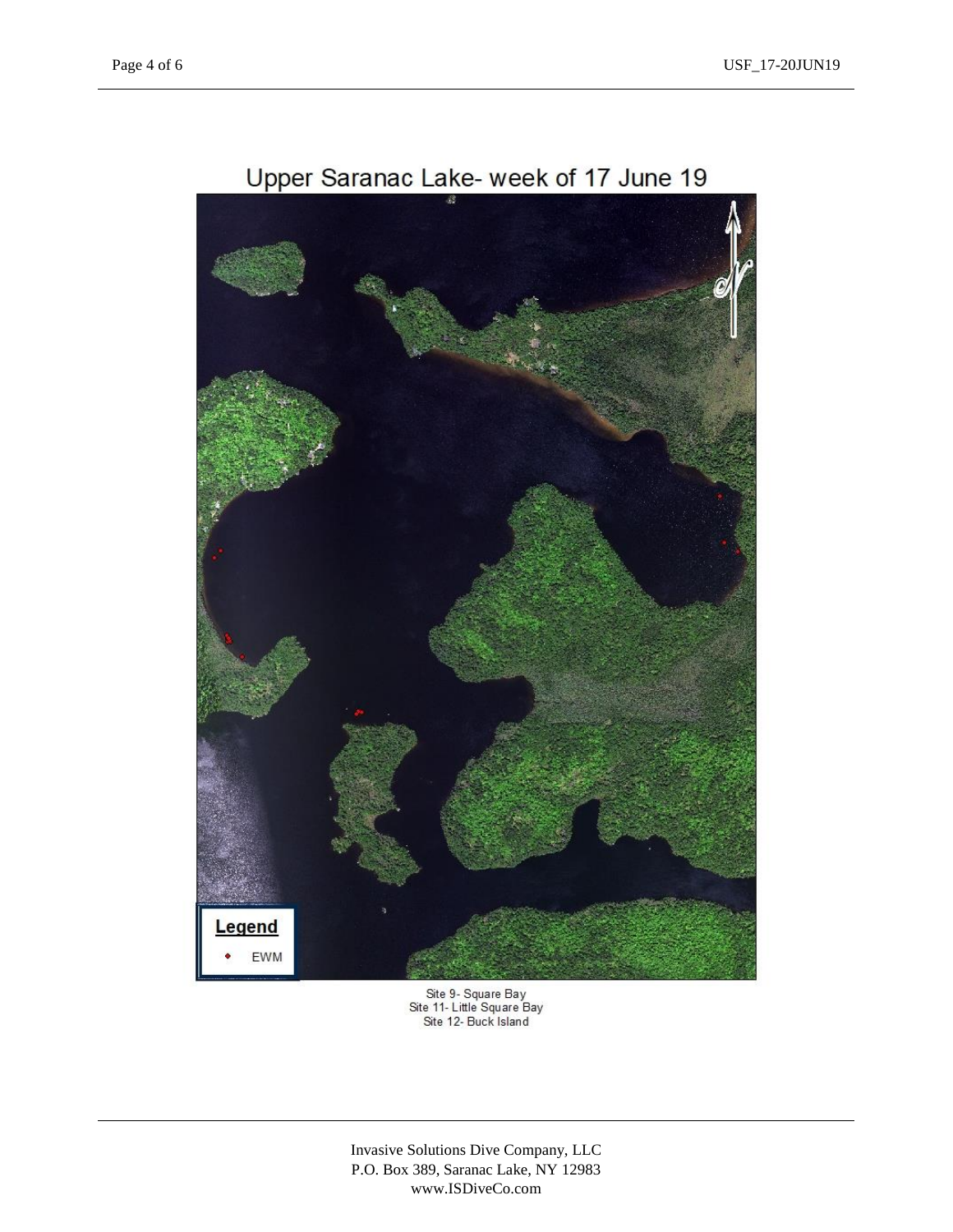# Upper Saranac Lake- week of 17 June 19

**Legend**

- EWM

Site 9- Square Bay
Site 11- Little Square Bay
Site 12- Buck Island

Invasive Solutions Dive Company, LLC
P.O. Box 389, Saranac Lake, NY 12983
www.ISDiveCo.com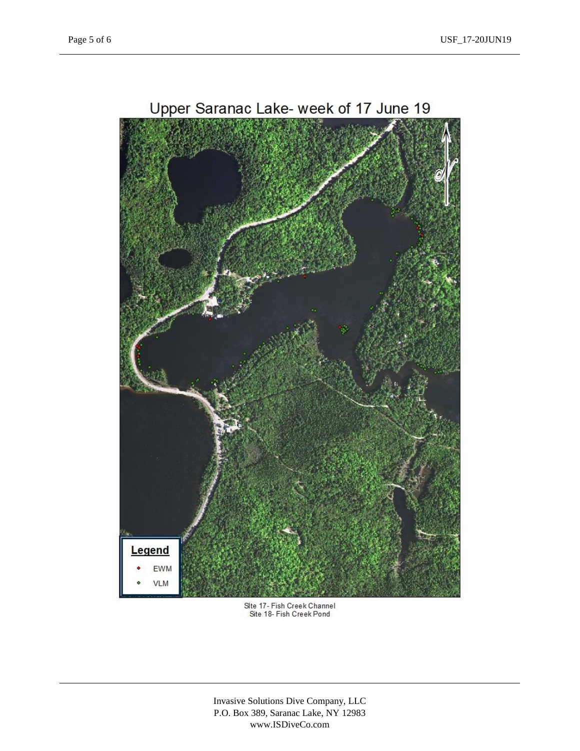# Upper Saranac Lake- week of 17 June 19

**Legend**

- EWM
- VLM

SIte 17- Fish Creek Channel
Site 18- Fish Creek Pond